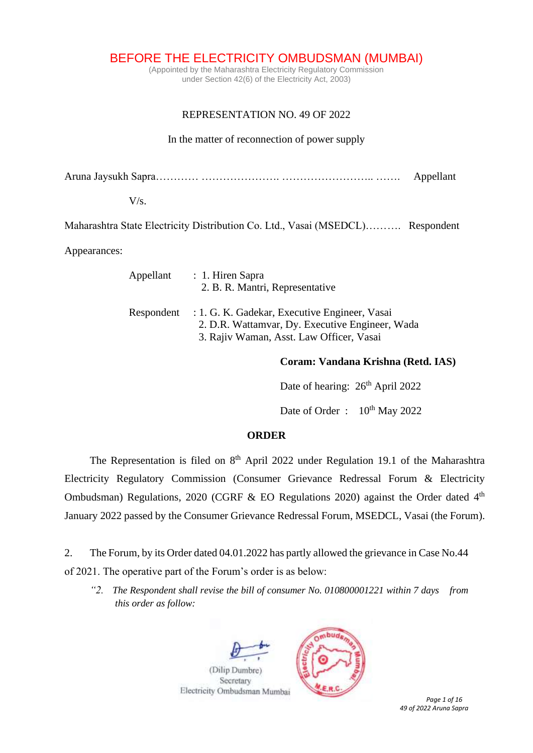# BEFORE THE ELECTRICITY OMBUDSMAN (MUMBAI)

(Appointed by the Maharashtra Electricity Regulatory Commission under Section 42(6) of the Electricity Act, 2003)

REPRESENTATION NO. 49 OF 2022

In the matter of reconnection of power supply

Aruna Jaysukh Sapra………… …………………. …………………….. ……. Appellant

V/s.

Maharashtra State Electricity Distribution Co. Ltd., Vasai (MSEDCL)………. Respondent

Appearances:

Appellant : 1. Hiren Sapra
2. B. R. Mantri, Representative

Respondent : 1. G. K. Gadekar, Executive Engineer, Vasai
2. D.R. Wattamvar, Dy. Executive Engineer, Wada
3. Rajiv Waman, Asst. Law Officer, Vasai

**Coram: Vandana Krishna (Retd. IAS)**

Date of hearing: 26th April 2022

Date of Order : 10th May 2022

**ORDER**

The Representation is filed on 8th April 2022 under Regulation 19.1 of the Maharashtra Electricity Regulatory Commission (Consumer Grievance Redressal Forum & Electricity Ombudsman) Regulations, 2020 (CGRF & EO Regulations 2020) against the Order dated 4th January 2022 passed by the Consumer Grievance Redressal Forum, MSEDCL, Vasai (the Forum).

2. The Forum, by its Order dated 04.01.2022 has partly allowed the grievance in Case No.44 of 2021. The operative part of the Forum's order is as below:

*"2. The Respondent shall revise the bill of consumer No. 010800001221 within 7 days from this order as follow:*

(Dilip Dumbre)
Secretary
Electricity Ombudsman Mumbai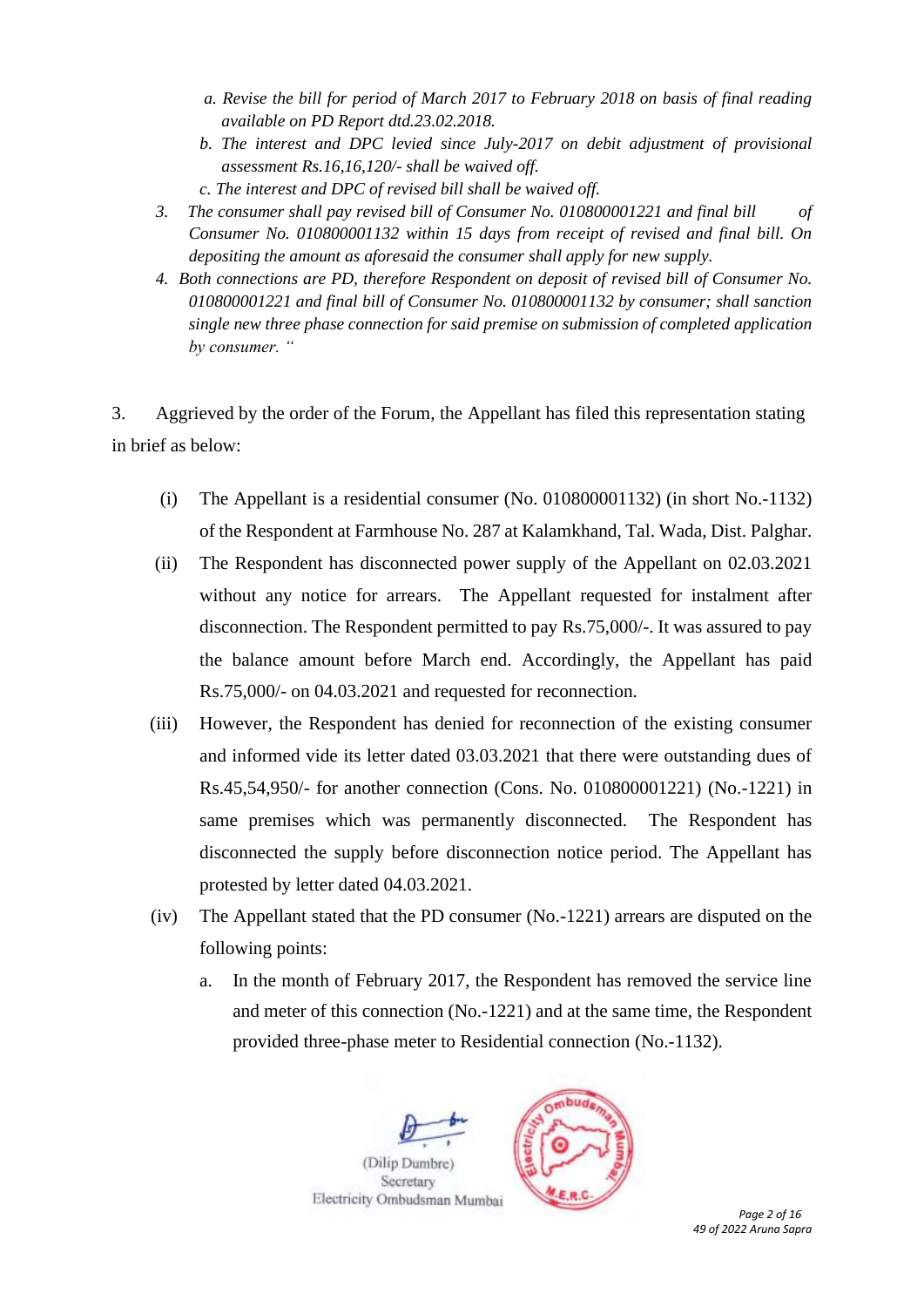*a. Revise the bill for period of March 2017 to February 2018 on basis of final reading available on PD Report dtd.23.02.2018.*

*b. The interest and DPC levied since July-2017 on debit adjustment of provisional assessment Rs.16,16,120/- shall be waived off.*

*c. The interest and DPC of revised bill shall be waived off.*

*3. The consumer shall pay revised bill of Consumer No. 010800001221 and final bill of Consumer No. 010800001132 within 15 days from receipt of revised and final bill. On depositing the amount as aforesaid the consumer shall apply for new supply.*

*4. Both connections are PD, therefore Respondent on deposit of revised bill of Consumer No. 010800001221 and final bill of Consumer No. 010800001132 by consumer; shall sanction single new three phase connection for said premise on submission of completed application by consumer. "*

3. Aggrieved by the order of the Forum, the Appellant has filed this representation stating in brief as below:

(i) The Appellant is a residential consumer (No. 010800001132) (in short No.-1132) of the Respondent at Farmhouse No. 287 at Kalamkhand, Tal. Wada, Dist. Palghar.

(ii) The Respondent has disconnected power supply of the Appellant on 02.03.2021 without any notice for arrears. The Appellant requested for instalment after disconnection. The Respondent permitted to pay Rs.75,000/-. It was assured to pay the balance amount before March end. Accordingly, the Appellant has paid Rs.75,000/- on 04.03.2021 and requested for reconnection.

(iii) However, the Respondent has denied for reconnection of the existing consumer and informed vide its letter dated 03.03.2021 that there were outstanding dues of Rs.45,54,950/- for another connection (Cons. No. 010800001221) (No.-1221) in same premises which was permanently disconnected. The Respondent has disconnected the supply before disconnection notice period. The Appellant has protested by letter dated 04.03.2021.

(iv) The Appellant stated that the PD consumer (No.-1221) arrears are disputed on the following points:

a. In the month of February 2017, the Respondent has removed the service line and meter of this connection (No.-1221) and at the same time, the Respondent provided three-phase meter to Residential connection (No.-1132).

(Dilip Dumbre)
Secretary
Electricity Ombudsman Mumbai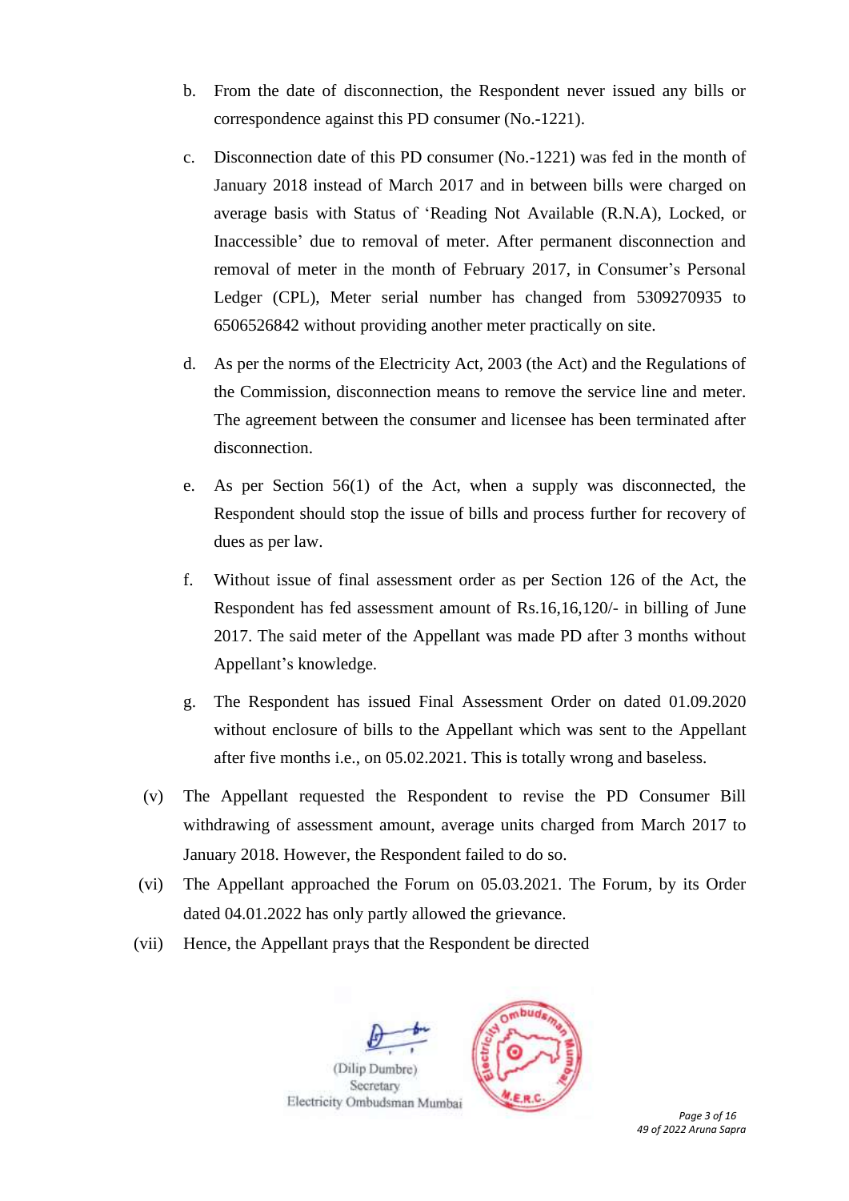b. From the date of disconnection, the Respondent never issued any bills or correspondence against this PD consumer (No.-1221).

c. Disconnection date of this PD consumer (No.-1221) was fed in the month of January 2018 instead of March 2017 and in between bills were charged on average basis with Status of 'Reading Not Available (R.N.A), Locked, or Inaccessible' due to removal of meter. After permanent disconnection and removal of meter in the month of February 2017, in Consumer's Personal Ledger (CPL), Meter serial number has changed from 5309270935 to 6506526842 without providing another meter practically on site.

d. As per the norms of the Electricity Act, 2003 (the Act) and the Regulations of the Commission, disconnection means to remove the service line and meter. The agreement between the consumer and licensee has been terminated after disconnection.

e. As per Section 56(1) of the Act, when a supply was disconnected, the Respondent should stop the issue of bills and process further for recovery of dues as per law.

f. Without issue of final assessment order as per Section 126 of the Act, the Respondent has fed assessment amount of Rs.16,16,120/- in billing of June 2017. The said meter of the Appellant was made PD after 3 months without Appellant's knowledge.

g. The Respondent has issued Final Assessment Order on dated 01.09.2020 without enclosure of bills to the Appellant which was sent to the Appellant after five months i.e., on 05.02.2021. This is totally wrong and baseless.

(v) The Appellant requested the Respondent to revise the PD Consumer Bill withdrawing of assessment amount, average units charged from March 2017 to January 2018. However, the Respondent failed to do so.

(vi) The Appellant approached the Forum on 05.03.2021. The Forum, by its Order dated 04.01.2022 has only partly allowed the grievance.

(vii) Hence, the Appellant prays that the Respondent be directed

(Dilip Dumbre)
Secretary
Electricity Ombudsman Mumbai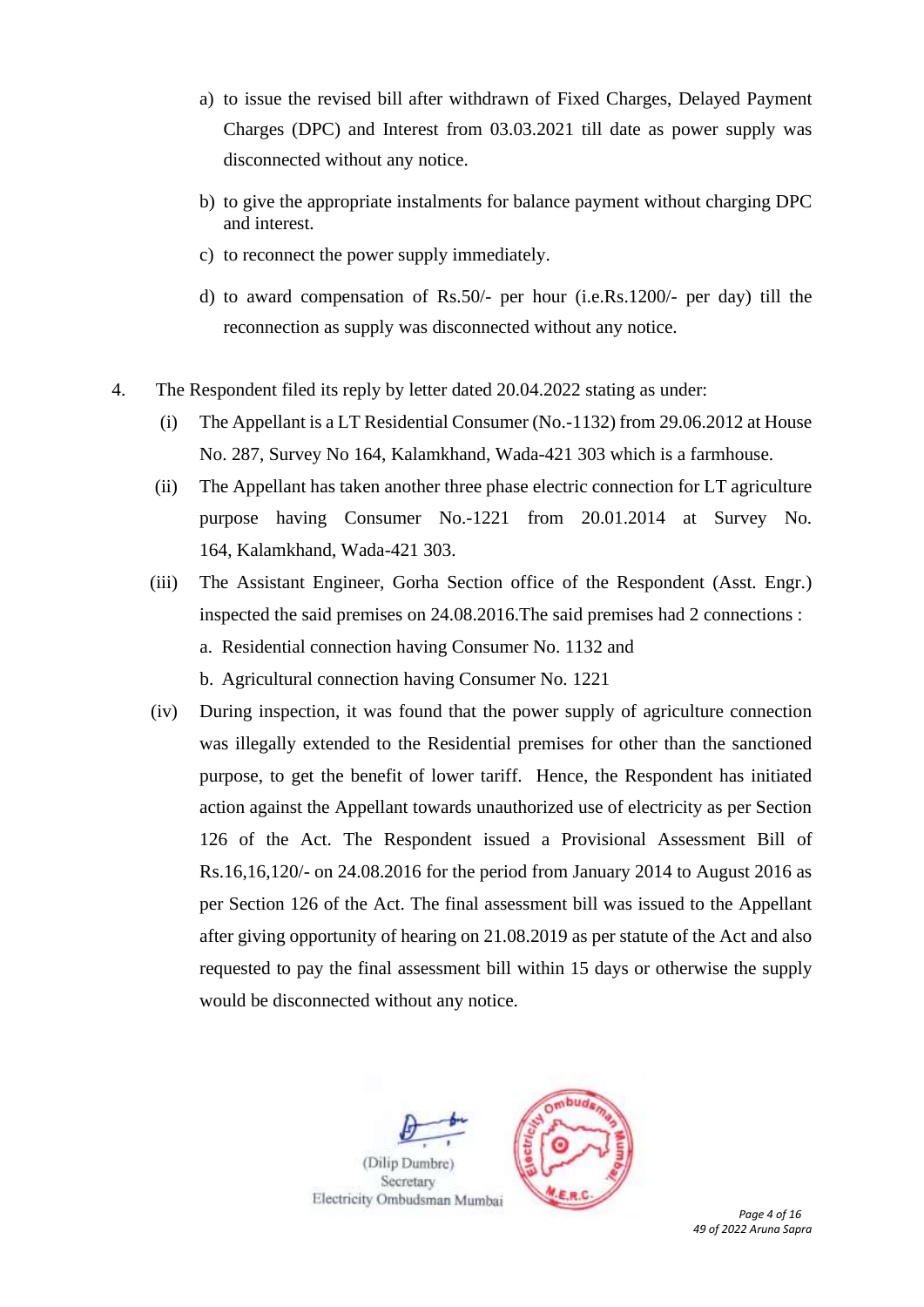a) to issue the revised bill after withdrawn of Fixed Charges, Delayed Payment Charges (DPC) and Interest from 03.03.2021 till date as power supply was disconnected without any notice.

b) to give the appropriate instalments for balance payment without charging DPC and interest.

c) to reconnect the power supply immediately.

d) to award compensation of Rs.50/- per hour (i.e.Rs.1200/- per day) till the reconnection as supply was disconnected without any notice.

4. The Respondent filed its reply by letter dated 20.04.2022 stating as under:

(i) The Appellant is a LT Residential Consumer (No.-1132) from 29.06.2012 at House No. 287, Survey No 164, Kalamkhand, Wada-421 303 which is a farmhouse.

(ii) The Appellant has taken another three phase electric connection for LT agriculture purpose having Consumer No.-1221 from 20.01.2014 at Survey No. 164, Kalamkhand, Wada-421 303.

(iii) The Assistant Engineer, Gorha Section office of the Respondent (Asst. Engr.) inspected the said premises on 24.08.2016.The said premises had 2 connections :

a. Residential connection having Consumer No. 1132 and

b. Agricultural connection having Consumer No. 1221

(iv) During inspection, it was found that the power supply of agriculture connection was illegally extended to the Residential premises for other than the sanctioned purpose, to get the benefit of lower tariff. Hence, the Respondent has initiated action against the Appellant towards unauthorized use of electricity as per Section 126 of the Act. The Respondent issued a Provisional Assessment Bill of Rs.16,16,120/- on 24.08.2016 for the period from January 2014 to August 2016 as per Section 126 of the Act. The final assessment bill was issued to the Appellant after giving opportunity of hearing on 21.08.2019 as per statute of the Act and also requested to pay the final assessment bill within 15 days or otherwise the supply would be disconnected without any notice.

(Dilip Dumbre)
Secretary
Electricity Ombudsman Mumbai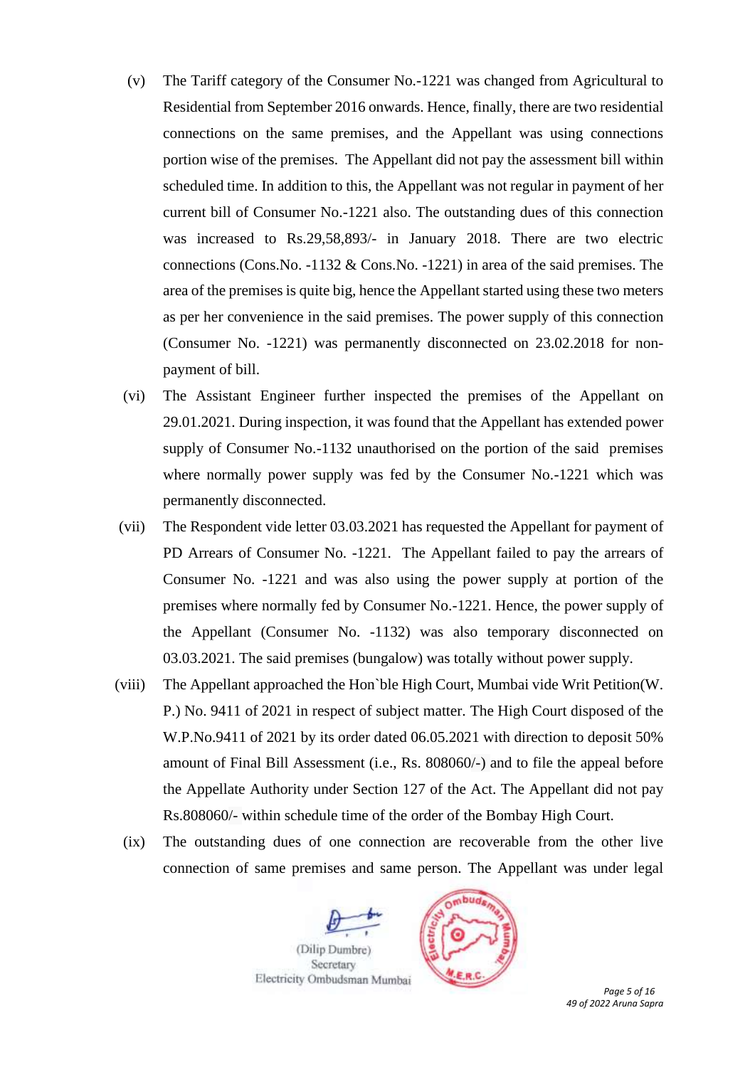(v) The Tariff category of the Consumer No.-1221 was changed from Agricultural to Residential from September 2016 onwards. Hence, finally, there are two residential connections on the same premises, and the Appellant was using connections portion wise of the premises. The Appellant did not pay the assessment bill within scheduled time. In addition to this, the Appellant was not regular in payment of her current bill of Consumer No.-1221 also. The outstanding dues of this connection was increased to Rs.29,58,893/- in January 2018. There are two electric connections (Cons.No. -1132 & Cons.No. -1221) in area of the said premises. The area of the premises is quite big, hence the Appellant started using these two meters as per her convenience in the said premises. The power supply of this connection (Consumer No. -1221) was permanently disconnected on 23.02.2018 for non-payment of bill.

(vi) The Assistant Engineer further inspected the premises of the Appellant on 29.01.2021. During inspection, it was found that the Appellant has extended power supply of Consumer No.-1132 unauthorised on the portion of the said premises where normally power supply was fed by the Consumer No.-1221 which was permanently disconnected.

(vii) The Respondent vide letter 03.03.2021 has requested the Appellant for payment of PD Arrears of Consumer No. -1221. The Appellant failed to pay the arrears of Consumer No. -1221 and was also using the power supply at portion of the premises where normally fed by Consumer No.-1221. Hence, the power supply of the Appellant (Consumer No. -1132) was also temporary disconnected on 03.03.2021. The said premises (bungalow) was totally without power supply.

(viii) The Appellant approached the Hon`ble High Court, Mumbai vide Writ Petition(W. P.) No. 9411 of 2021 in respect of subject matter. The High Court disposed of the W.P.No.9411 of 2021 by its order dated 06.05.2021 with direction to deposit 50% amount of Final Bill Assessment (i.e., Rs. 808060/-) and to file the appeal before the Appellate Authority under Section 127 of the Act. The Appellant did not pay Rs.808060/- within schedule time of the order of the Bombay High Court.

(ix) The outstanding dues of one connection are recoverable from the other live connection of same premises and same person. The Appellant was under legal

(Dilip Dumbre)
Secretary
Electricity Ombudsman Mumbai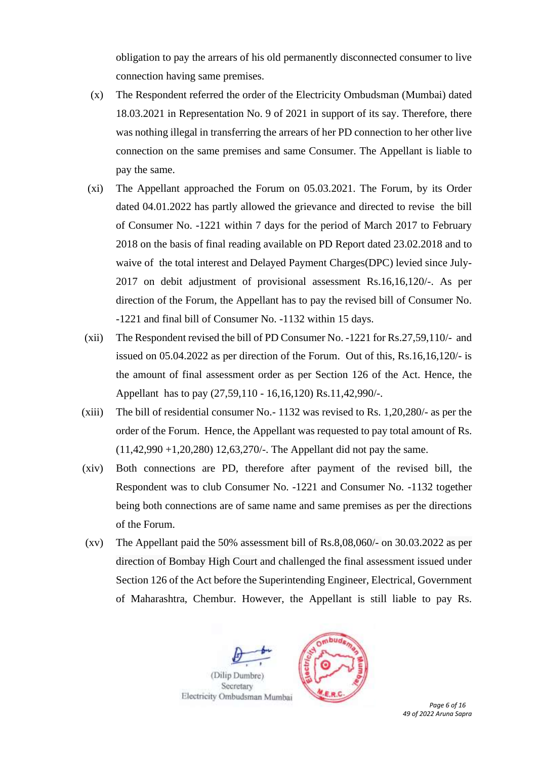obligation to pay the arrears of his old permanently disconnected consumer to live connection having same premises.

(x) The Respondent referred the order of the Electricity Ombudsman (Mumbai) dated 18.03.2021 in Representation No. 9 of 2021 in support of its say. Therefore, there was nothing illegal in transferring the arrears of her PD connection to her other live connection on the same premises and same Consumer. The Appellant is liable to pay the same.

(xi) The Appellant approached the Forum on 05.03.2021. The Forum, by its Order dated 04.01.2022 has partly allowed the grievance and directed to revise the bill of Consumer No. -1221 within 7 days for the period of March 2017 to February 2018 on the basis of final reading available on PD Report dated 23.02.2018 and to waive of the total interest and Delayed Payment Charges(DPC) levied since July-2017 on debit adjustment of provisional assessment Rs.16,16,120/-. As per direction of the Forum, the Appellant has to pay the revised bill of Consumer No. -1221 and final bill of Consumer No. -1132 within 15 days.

(xii) The Respondent revised the bill of PD Consumer No. -1221 for Rs.27,59,110/- and issued on 05.04.2022 as per direction of the Forum. Out of this, Rs.16,16,120/- is the amount of final assessment order as per Section 126 of the Act. Hence, the Appellant has to pay (27,59,110 - 16,16,120) Rs.11,42,990/-.

(xiii) The bill of residential consumer No.- 1132 was revised to Rs. 1,20,280/- as per the order of the Forum. Hence, the Appellant was requested to pay total amount of Rs. (11,42,990 +1,20,280) 12,63,270/-. The Appellant did not pay the same.

(xiv) Both connections are PD, therefore after payment of the revised bill, the Respondent was to club Consumer No. -1221 and Consumer No. -1132 together being both connections are of same name and same premises as per the directions of the Forum.

(xv) The Appellant paid the 50% assessment bill of Rs.8,08,060/- on 30.03.2022 as per direction of Bombay High Court and challenged the final assessment issued under Section 126 of the Act before the Superintending Engineer, Electrical, Government of Maharashtra, Chembur. However, the Appellant is still liable to pay Rs.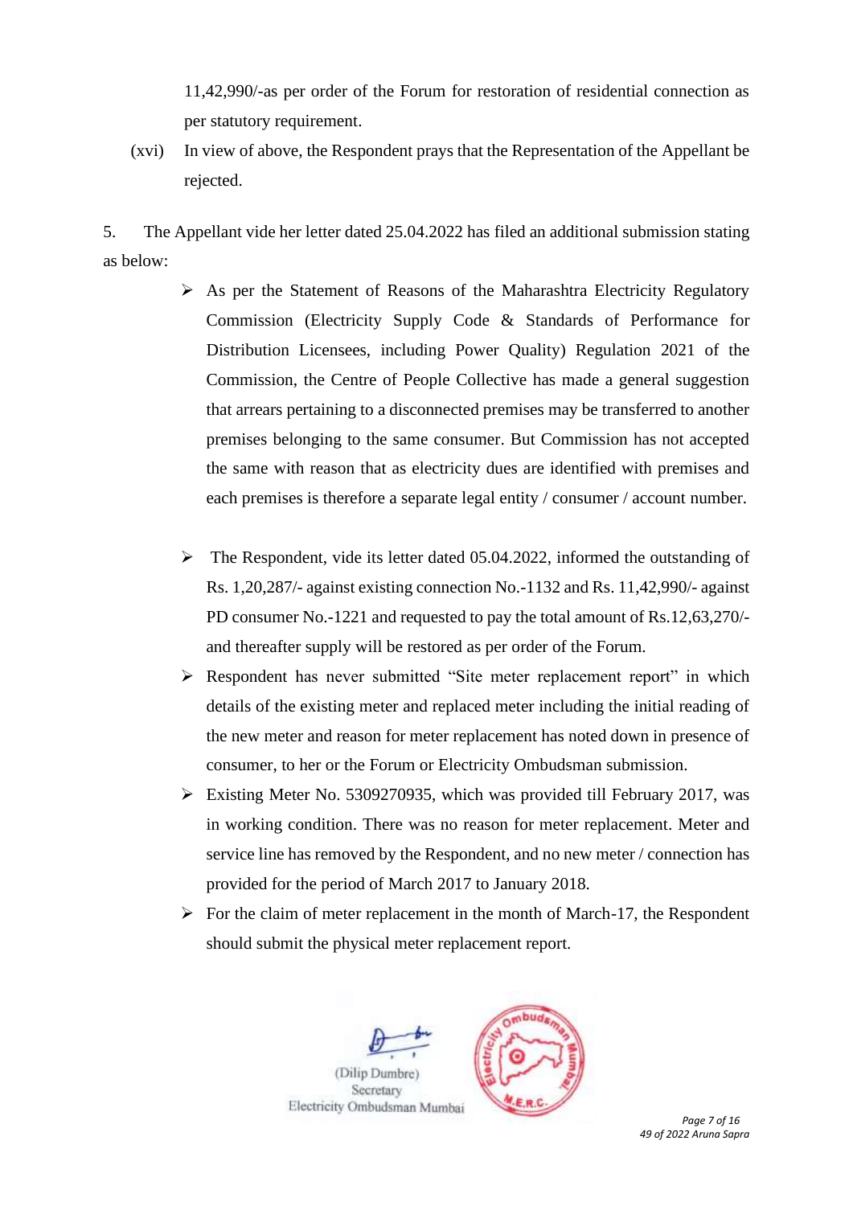11,42,990/-as per order of the Forum for restoration of residential connection as per statutory requirement.

(xvi) In view of above, the Respondent prays that the Representation of the Appellant be rejected.

5. The Appellant vide her letter dated 25.04.2022 has filed an additional submission stating as below:

- As per the Statement of Reasons of the Maharashtra Electricity Regulatory Commission (Electricity Supply Code & Standards of Performance for Distribution Licensees, including Power Quality) Regulation 2021 of the Commission, the Centre of People Collective has made a general suggestion that arrears pertaining to a disconnected premises may be transferred to another premises belonging to the same consumer. But Commission has not accepted the same with reason that as electricity dues are identified with premises and each premises is therefore a separate legal entity / consumer / account number.

- The Respondent, vide its letter dated 05.04.2022, informed the outstanding of Rs. 1,20,287/- against existing connection No.-1132 and Rs. 11,42,990/- against PD consumer No.-1221 and requested to pay the total amount of Rs.12,63,270/- and thereafter supply will be restored as per order of the Forum.
- Respondent has never submitted "Site meter replacement report" in which details of the existing meter and replaced meter including the initial reading of the new meter and reason for meter replacement has noted down in presence of consumer, to her or the Forum or Electricity Ombudsman submission.
- Existing Meter No. 5309270935, which was provided till February 2017, was in working condition. There was no reason for meter replacement. Meter and service line has removed by the Respondent, and no new meter / connection has provided for the period of March 2017 to January 2018.
- For the claim of meter replacement in the month of March-17, the Respondent should submit the physical meter replacement report.

(Dilip Dumbre)
Secretary
Electricity Ombudsman Mumbai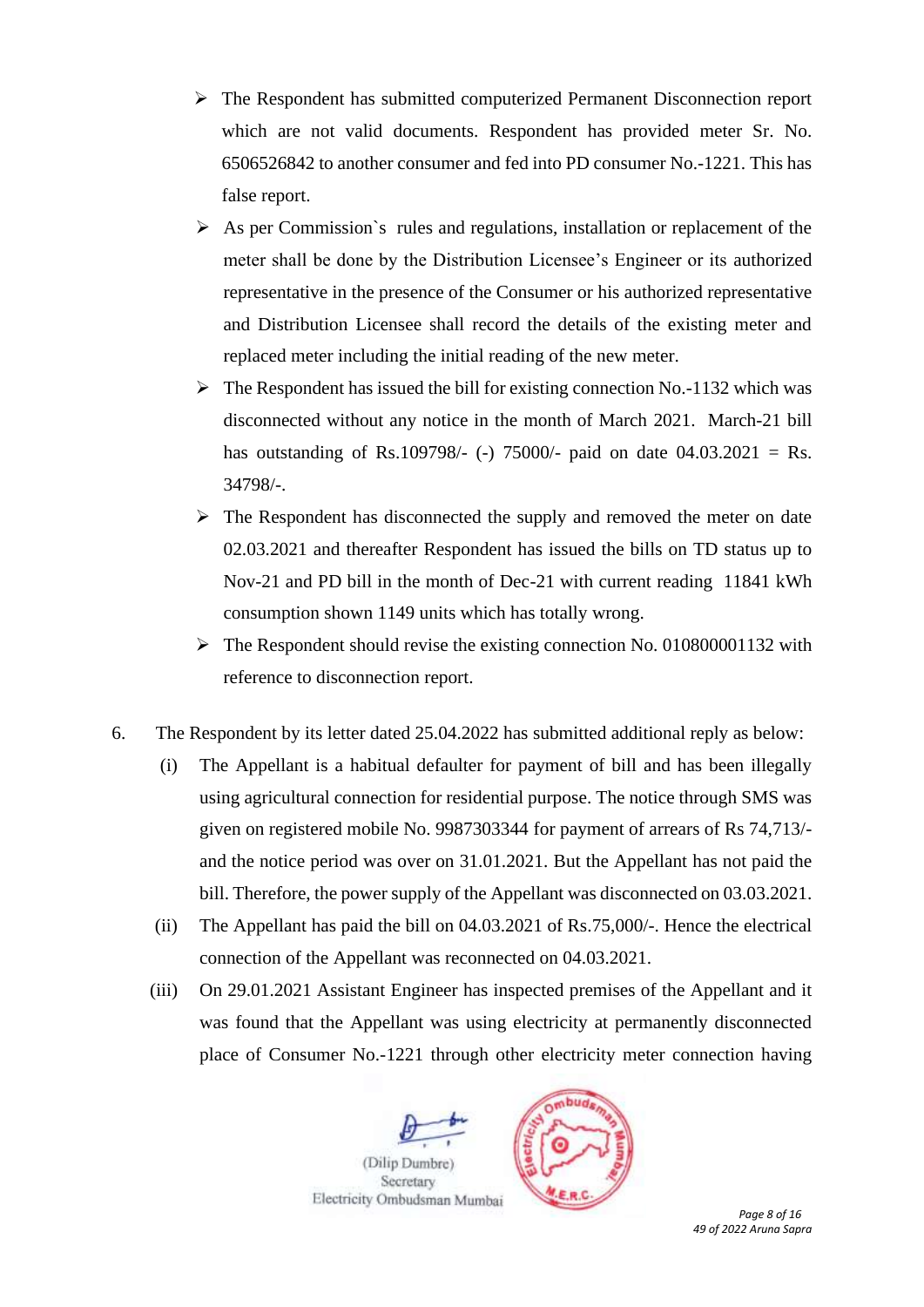- ➢ The Respondent has submitted computerized Permanent Disconnection report which are not valid documents. Respondent has provided meter Sr. No. 6506526842 to another consumer and fed into PD consumer No.-1221. This has false report.
- ➢ As per Commission`s rules and regulations, installation or replacement of the meter shall be done by the Distribution Licensee's Engineer or its authorized representative in the presence of the Consumer or his authorized representative and Distribution Licensee shall record the details of the existing meter and replaced meter including the initial reading of the new meter.
- ➢ The Respondent has issued the bill for existing connection No.-1132 which was disconnected without any notice in the month of March 2021. March-21 bill has outstanding of Rs.109798/- (-) 75000/- paid on date 04.03.2021 = Rs. 34798/-.
- ➢ The Respondent has disconnected the supply and removed the meter on date 02.03.2021 and thereafter Respondent has issued the bills on TD status up to Nov-21 and PD bill in the month of Dec-21 with current reading 11841 kWh consumption shown 1149 units which has totally wrong.
- ➢ The Respondent should revise the existing connection No. 010800001132 with reference to disconnection report.

6. The Respondent by its letter dated 25.04.2022 has submitted additional reply as below:

   (i) The Appellant is a habitual defaulter for payment of bill and has been illegally using agricultural connection for residential purpose. The notice through SMS was given on registered mobile No. 9987303344 for payment of arrears of Rs 74,713/- and the notice period was over on 31.01.2021. But the Appellant has not paid the bill. Therefore, the power supply of the Appellant was disconnected on 03.03.2021.

   (ii) The Appellant has paid the bill on 04.03.2021 of Rs.75,000/-. Hence the electrical connection of the Appellant was reconnected on 04.03.2021.

   (iii) On 29.01.2021 Assistant Engineer has inspected premises of the Appellant and it was found that the Appellant was using electricity at permanently disconnected place of Consumer No.-1221 through other electricity meter connection having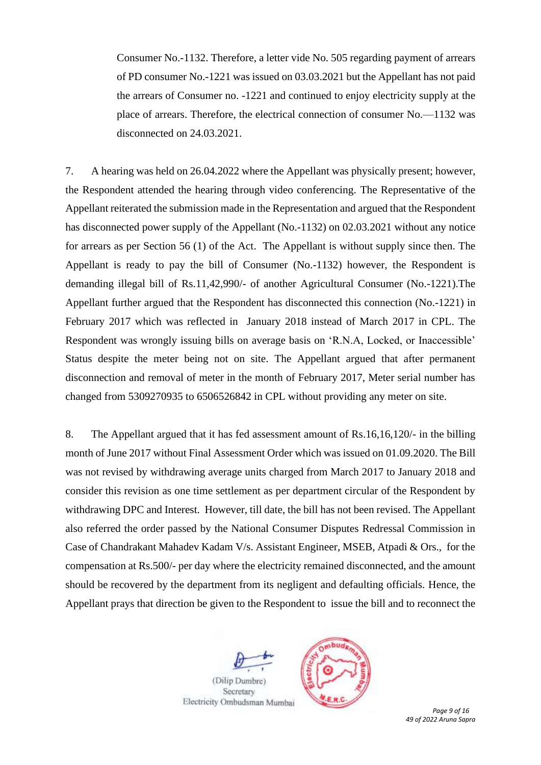Consumer No.-1132. Therefore, a letter vide No. 505 regarding payment of arrears of PD consumer No.-1221 was issued on 03.03.2021 but the Appellant has not paid the arrears of Consumer no. -1221 and continued to enjoy electricity supply at the place of arrears. Therefore, the electrical connection of consumer No.—1132 was disconnected on 24.03.2021.

7. A hearing was held on 26.04.2022 where the Appellant was physically present; however, the Respondent attended the hearing through video conferencing. The Representative of the Appellant reiterated the submission made in the Representation and argued that the Respondent has disconnected power supply of the Appellant (No.-1132) on 02.03.2021 without any notice for arrears as per Section 56 (1) of the Act. The Appellant is without supply since then. The Appellant is ready to pay the bill of Consumer (No.-1132) however, the Respondent is demanding illegal bill of Rs.11,42,990/- of another Agricultural Consumer (No.-1221).The Appellant further argued that the Respondent has disconnected this connection (No.-1221) in February 2017 which was reflected in January 2018 instead of March 2017 in CPL. The Respondent was wrongly issuing bills on average basis on 'R.N.A, Locked, or Inaccessible' Status despite the meter being not on site. The Appellant argued that after permanent disconnection and removal of meter in the month of February 2017, Meter serial number has changed from 5309270935 to 6506526842 in CPL without providing any meter on site.

8. The Appellant argued that it has fed assessment amount of Rs.16,16,120/- in the billing month of June 2017 without Final Assessment Order which was issued on 01.09.2020. The Bill was not revised by withdrawing average units charged from March 2017 to January 2018 and consider this revision as one time settlement as per department circular of the Respondent by withdrawing DPC and Interest. However, till date, the bill has not been revised. The Appellant also referred the order passed by the National Consumer Disputes Redressal Commission in Case of Chandrakant Mahadev Kadam V/s. Assistant Engineer, MSEB, Atpadi & Ors., for the compensation at Rs.500/- per day where the electricity remained disconnected, and the amount should be recovered by the department from its negligent and defaulting officials. Hence, the Appellant prays that direction be given to the Respondent to issue the bill and to reconnect the

(Dilip Dumbre)
Secretary
Electricity Ombudsman Mumbai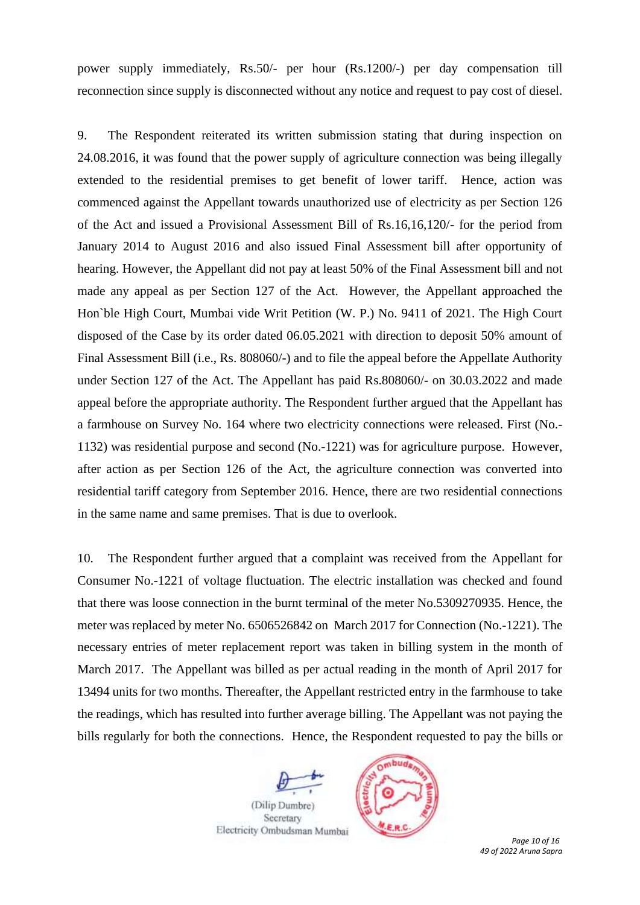power supply immediately, Rs.50/- per hour (Rs.1200/-) per day compensation till reconnection since supply is disconnected without any notice and request to pay cost of diesel.

9. The Respondent reiterated its written submission stating that during inspection on 24.08.2016, it was found that the power supply of agriculture connection was being illegally extended to the residential premises to get benefit of lower tariff. Hence, action was commenced against the Appellant towards unauthorized use of electricity as per Section 126 of the Act and issued a Provisional Assessment Bill of Rs.16,16,120/- for the period from January 2014 to August 2016 and also issued Final Assessment bill after opportunity of hearing. However, the Appellant did not pay at least 50% of the Final Assessment bill and not made any appeal as per Section 127 of the Act. However, the Appellant approached the Hon`ble High Court, Mumbai vide Writ Petition (W. P.) No. 9411 of 2021. The High Court disposed of the Case by its order dated 06.05.2021 with direction to deposit 50% amount of Final Assessment Bill (i.e., Rs. 808060/-) and to file the appeal before the Appellate Authority under Section 127 of the Act. The Appellant has paid Rs.808060/- on 30.03.2022 and made appeal before the appropriate authority. The Respondent further argued that the Appellant has a farmhouse on Survey No. 164 where two electricity connections were released. First (No.-1132) was residential purpose and second (No.-1221) was for agriculture purpose. However, after action as per Section 126 of the Act, the agriculture connection was converted into residential tariff category from September 2016. Hence, there are two residential connections in the same name and same premises. That is due to overlook.

10. The Respondent further argued that a complaint was received from the Appellant for Consumer No.-1221 of voltage fluctuation. The electric installation was checked and found that there was loose connection in the burnt terminal of the meter No.5309270935. Hence, the meter was replaced by meter No. 6506526842 on March 2017 for Connection (No.-1221). The necessary entries of meter replacement report was taken in billing system in the month of March 2017. The Appellant was billed as per actual reading in the month of April 2017 for 13494 units for two months. Thereafter, the Appellant restricted entry in the farmhouse to take the readings, which has resulted into further average billing. The Appellant was not paying the bills regularly for both the connections. Hence, the Respondent requested to pay the bills or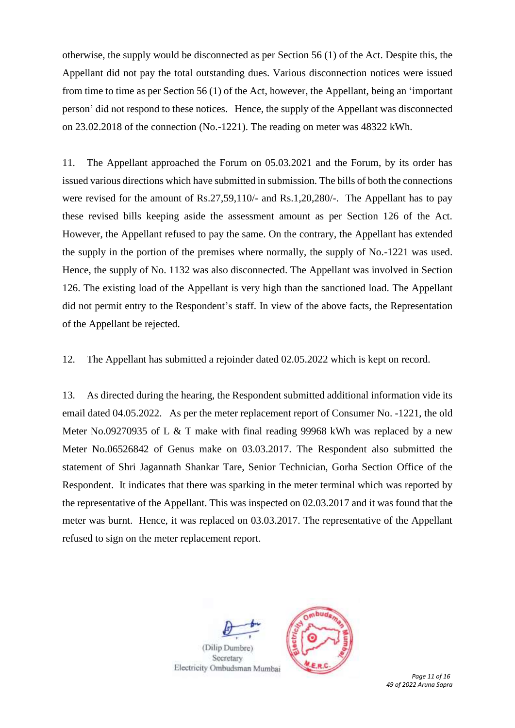otherwise, the supply would be disconnected as per Section 56 (1) of the Act. Despite this, the Appellant did not pay the total outstanding dues. Various disconnection notices were issued from time to time as per Section 56 (1) of the Act, however, the Appellant, being an 'important person' did not respond to these notices. Hence, the supply of the Appellant was disconnected on 23.02.2018 of the connection (No.-1221). The reading on meter was 48322 kWh.

11. The Appellant approached the Forum on 05.03.2021 and the Forum, by its order has issued various directions which have submitted in submission. The bills of both the connections were revised for the amount of Rs.27,59,110/- and Rs.1,20,280/-. The Appellant has to pay these revised bills keeping aside the assessment amount as per Section 126 of the Act. However, the Appellant refused to pay the same. On the contrary, the Appellant has extended the supply in the portion of the premises where normally, the supply of No.-1221 was used. Hence, the supply of No. 1132 was also disconnected. The Appellant was involved in Section 126. The existing load of the Appellant is very high than the sanctioned load. The Appellant did not permit entry to the Respondent's staff. In view of the above facts, the Representation of the Appellant be rejected.

12. The Appellant has submitted a rejoinder dated 02.05.2022 which is kept on record.

13. As directed during the hearing, the Respondent submitted additional information vide its email dated 04.05.2022. As per the meter replacement report of Consumer No. -1221, the old Meter No.09270935 of L & T make with final reading 99968 kWh was replaced by a new Meter No.06526842 of Genus make on 03.03.2017. The Respondent also submitted the statement of Shri Jagannath Shankar Tare, Senior Technician, Gorha Section Office of the Respondent. It indicates that there was sparking in the meter terminal which was reported by the representative of the Appellant. This was inspected on 02.03.2017 and it was found that the meter was burnt. Hence, it was replaced on 03.03.2017. The representative of the Appellant refused to sign on the meter replacement report.

(Dilip Dumbre)
Secretary
Electricity Ombudsman Mumbai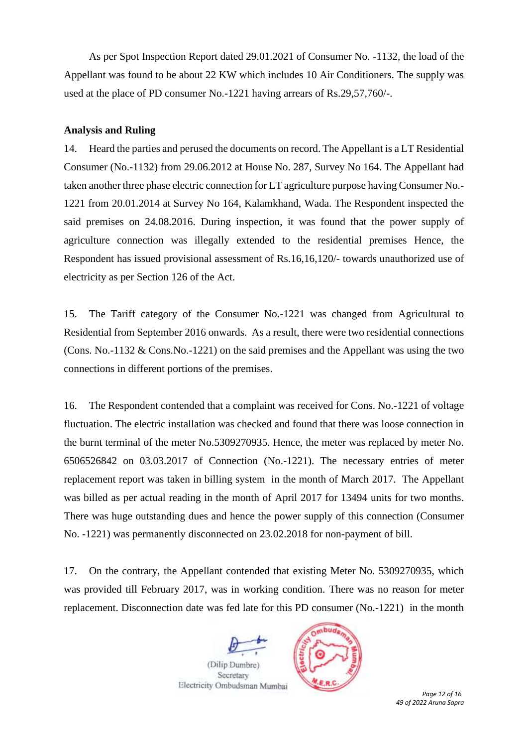As per Spot Inspection Report dated 29.01.2021 of Consumer No. -1132, the load of the Appellant was found to be about 22 KW which includes 10 Air Conditioners. The supply was used at the place of PD consumer No.-1221 having arrears of Rs.29,57,760/-.

**Analysis and Ruling**

14. Heard the parties and perused the documents on record. The Appellant is a LT Residential Consumer (No.-1132) from 29.06.2012 at House No. 287, Survey No 164. The Appellant had taken another three phase electric connection for LT agriculture purpose having Consumer No.-1221 from 20.01.2014 at Survey No 164, Kalamkhand, Wada. The Respondent inspected the said premises on 24.08.2016. During inspection, it was found that the power supply of agriculture connection was illegally extended to the residential premises Hence, the Respondent has issued provisional assessment of Rs.16,16,120/- towards unauthorized use of electricity as per Section 126 of the Act.

15. The Tariff category of the Consumer No.-1221 was changed from Agricultural to Residential from September 2016 onwards. As a result, there were two residential connections (Cons. No.-1132 & Cons.No.-1221) on the said premises and the Appellant was using the two connections in different portions of the premises.

16. The Respondent contended that a complaint was received for Cons. No.-1221 of voltage fluctuation. The electric installation was checked and found that there was loose connection in the burnt terminal of the meter No.5309270935. Hence, the meter was replaced by meter No. 6506526842 on 03.03.2017 of Connection (No.-1221). The necessary entries of meter replacement report was taken in billing system in the month of March 2017. The Appellant was billed as per actual reading in the month of April 2017 for 13494 units for two months. There was huge outstanding dues and hence the power supply of this connection (Consumer No. -1221) was permanently disconnected on 23.02.2018 for non-payment of bill.

17. On the contrary, the Appellant contended that existing Meter No. 5309270935, which was provided till February 2017, was in working condition. There was no reason for meter replacement. Disconnection date was fed late for this PD consumer (No.-1221) in the month

(Dilip Dumbre)
Secretary
Electricity Ombudsman Mumbai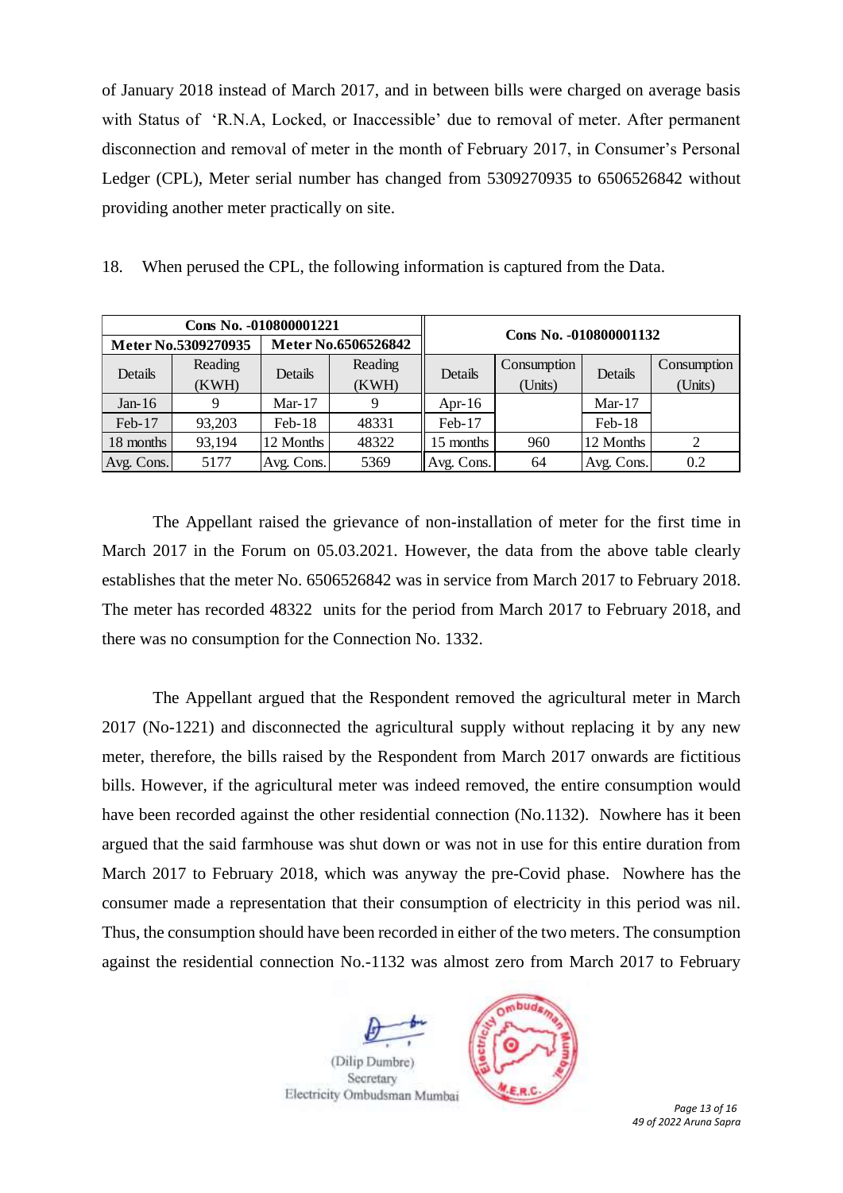of January 2018 instead of March 2017, and in between bills were charged on average basis with Status of 'R.N.A, Locked, or Inaccessible' due to removal of meter. After permanent disconnection and removal of meter in the month of February 2017, in Consumer's Personal Ledger (CPL), Meter serial number has changed from 5309270935 to 6506526842 without providing another meter practically on site.

18. When perused the CPL, the following information is captured from the Data.

| Cons No. -010800001221 | | | | Cons No. -010800001132 | | | |
|---|---|---|---|---|---|---|---|
| Meter No.5309270935 | | Meter No.6506526842 | | | | | |
| Details | Reading (KWH) | Details | Reading (KWH) | Details | Consumption (Units) | Details | Consumption (Units) |
| Jan-16 | 9 | Mar-17 | 9 | Apr-16 | | Mar-17 | |
| Feb-17 | 93,203 | Feb-18 | 48331 | Feb-17 | | Feb-18 | |
| 18 months | 93,194 | 12 Months | 48322 | 15 months | 960 | 12 Months | 2 |
| Avg. Cons. | 5177 | Avg. Cons. | 5369 | Avg. Cons. | 64 | Avg. Cons. | 0.2 |

The Appellant raised the grievance of non-installation of meter for the first time in March 2017 in the Forum on 05.03.2021. However, the data from the above table clearly establishes that the meter No. 6506526842 was in service from March 2017 to February 2018. The meter has recorded 48322 units for the period from March 2017 to February 2018, and there was no consumption for the Connection No. 1332.

The Appellant argued that the Respondent removed the agricultural meter in March 2017 (No-1221) and disconnected the agricultural supply without replacing it by any new meter, therefore, the bills raised by the Respondent from March 2017 onwards are fictitious bills. However, if the agricultural meter was indeed removed, the entire consumption would have been recorded against the other residential connection (No.1132). Nowhere has it been argued that the said farmhouse was shut down or was not in use for this entire duration from March 2017 to February 2018, which was anyway the pre-Covid phase. Nowhere has the consumer made a representation that their consumption of electricity in this period was nil. Thus, the consumption should have been recorded in either of the two meters. The consumption against the residential connection No.-1132 was almost zero from March 2017 to February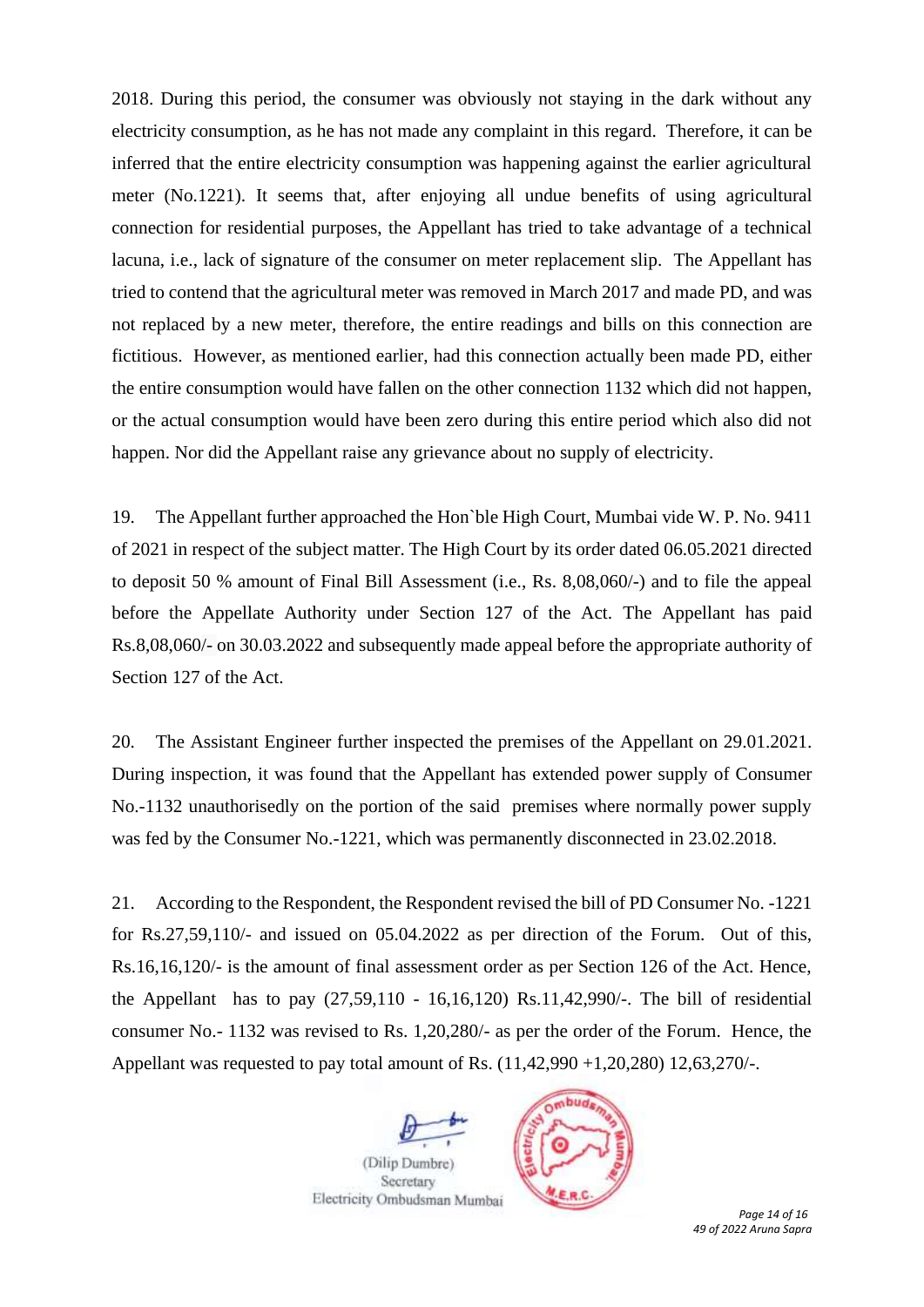2018. During this period, the consumer was obviously not staying in the dark without any electricity consumption, as he has not made any complaint in this regard. Therefore, it can be inferred that the entire electricity consumption was happening against the earlier agricultural meter (No.1221). It seems that, after enjoying all undue benefits of using agricultural connection for residential purposes, the Appellant has tried to take advantage of a technical lacuna, i.e., lack of signature of the consumer on meter replacement slip. The Appellant has tried to contend that the agricultural meter was removed in March 2017 and made PD, and was not replaced by a new meter, therefore, the entire readings and bills on this connection are fictitious. However, as mentioned earlier, had this connection actually been made PD, either the entire consumption would have fallen on the other connection 1132 which did not happen, or the actual consumption would have been zero during this entire period which also did not happen. Nor did the Appellant raise any grievance about no supply of electricity.

19. The Appellant further approached the Hon`ble High Court, Mumbai vide W. P. No. 9411 of 2021 in respect of the subject matter. The High Court by its order dated 06.05.2021 directed to deposit 50 % amount of Final Bill Assessment (i.e., Rs. 8,08,060/-) and to file the appeal before the Appellate Authority under Section 127 of the Act. The Appellant has paid Rs.8,08,060/- on 30.03.2022 and subsequently made appeal before the appropriate authority of Section 127 of the Act.

20. The Assistant Engineer further inspected the premises of the Appellant on 29.01.2021. During inspection, it was found that the Appellant has extended power supply of Consumer No.-1132 unauthorisedly on the portion of the said premises where normally power supply was fed by the Consumer No.-1221, which was permanently disconnected in 23.02.2018.

21. According to the Respondent, the Respondent revised the bill of PD Consumer No. -1221 for Rs.27,59,110/- and issued on 05.04.2022 as per direction of the Forum. Out of this, Rs.16,16,120/- is the amount of final assessment order as per Section 126 of the Act. Hence, the Appellant has to pay (27,59,110 - 16,16,120) Rs.11,42,990/-. The bill of residential consumer No.- 1132 was revised to Rs. 1,20,280/- as per the order of the Forum. Hence, the Appellant was requested to pay total amount of Rs. (11,42,990 +1,20,280) 12,63,270/-.

(Dilip Dumbre)
Secretary
Electricity Ombudsman Mumbai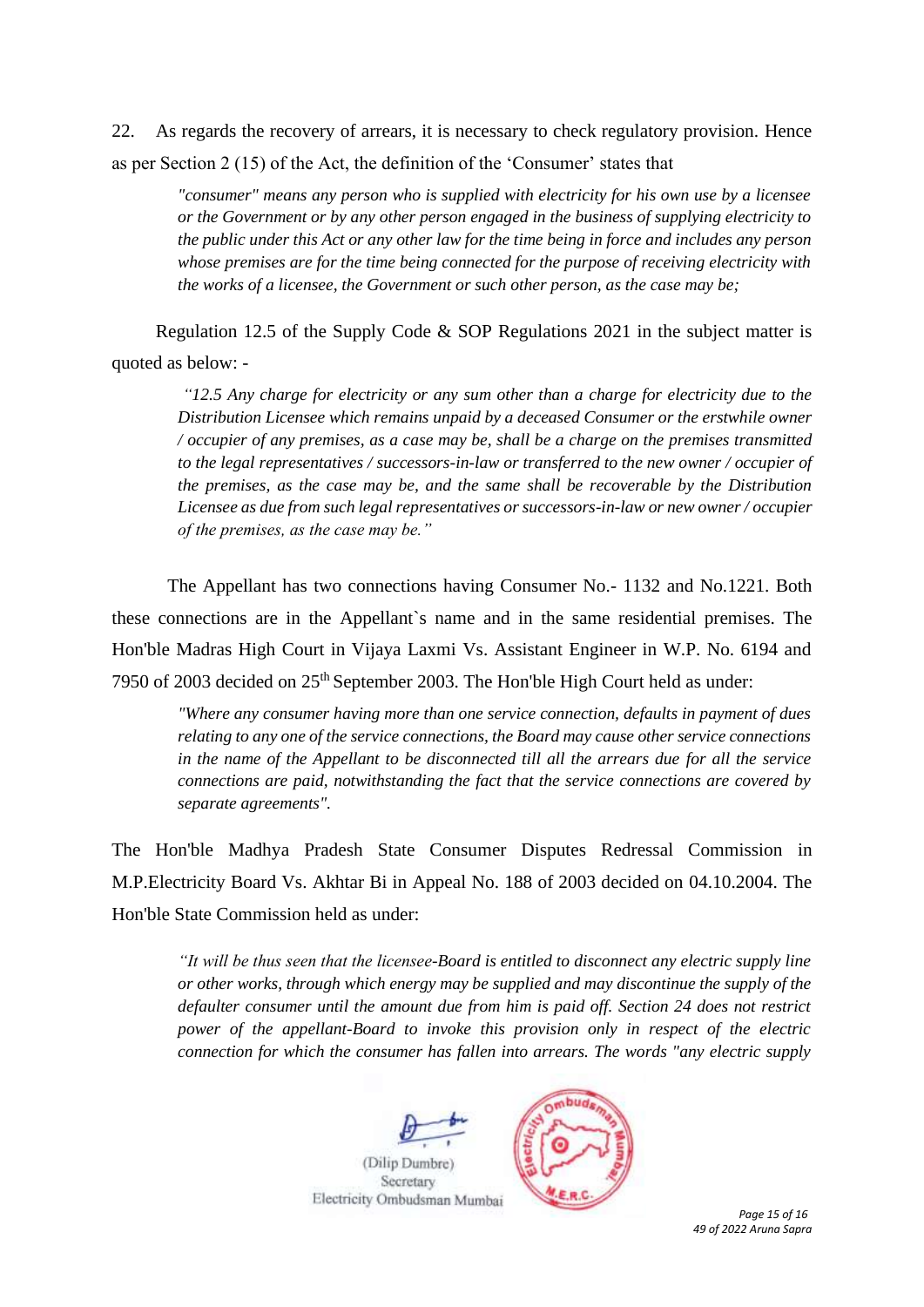22. As regards the recovery of arrears, it is necessary to check regulatory provision. Hence as per Section 2 (15) of the Act, the definition of the 'Consumer' states that

> *"consumer" means any person who is supplied with electricity for his own use by a licensee or the Government or by any other person engaged in the business of supplying electricity to the public under this Act or any other law for the time being in force and includes any person whose premises are for the time being connected for the purpose of receiving electricity with the works of a licensee, the Government or such other person, as the case may be;*

Regulation 12.5 of the Supply Code & SOP Regulations 2021 in the subject matter is quoted as below: -

> *"12.5 Any charge for electricity or any sum other than a charge for electricity due to the Distribution Licensee which remains unpaid by a deceased Consumer or the erstwhile owner / occupier of any premises, as a case may be, shall be a charge on the premises transmitted to the legal representatives / successors-in-law or transferred to the new owner / occupier of the premises, as the case may be, and the same shall be recoverable by the Distribution Licensee as due from such legal representatives or successors-in-law or new owner / occupier of the premises, as the case may be."*

The Appellant has two connections having Consumer No.- 1132 and No.1221. Both these connections are in the Appellant`s name and in the same residential premises. The Hon'ble Madras High Court in Vijaya Laxmi Vs. Assistant Engineer in W.P. No. 6194 and 7950 of 2003 decided on 25th September 2003. The Hon'ble High Court held as under:

> *"Where any consumer having more than one service connection, defaults in payment of dues relating to any one of the service connections, the Board may cause other service connections in the name of the Appellant to be disconnected till all the arrears due for all the service connections are paid, notwithstanding the fact that the service connections are covered by separate agreements".*

The Hon'ble Madhya Pradesh State Consumer Disputes Redressal Commission in M.P.Electricity Board Vs. Akhtar Bi in Appeal No. 188 of 2003 decided on 04.10.2004. The Hon'ble State Commission held as under:

> *"It will be thus seen that the licensee-Board is entitled to disconnect any electric supply line or other works, through which energy may be supplied and may discontinue the supply of the defaulter consumer until the amount due from him is paid off. Section 24 does not restrict power of the appellant-Board to invoke this provision only in respect of the electric connection for which the consumer has fallen into arrears. The words "any electric supply*

(Dilip Dumbre)
Secretary
Electricity Ombudsman Mumbai

49 of 2022 Aruna Sapra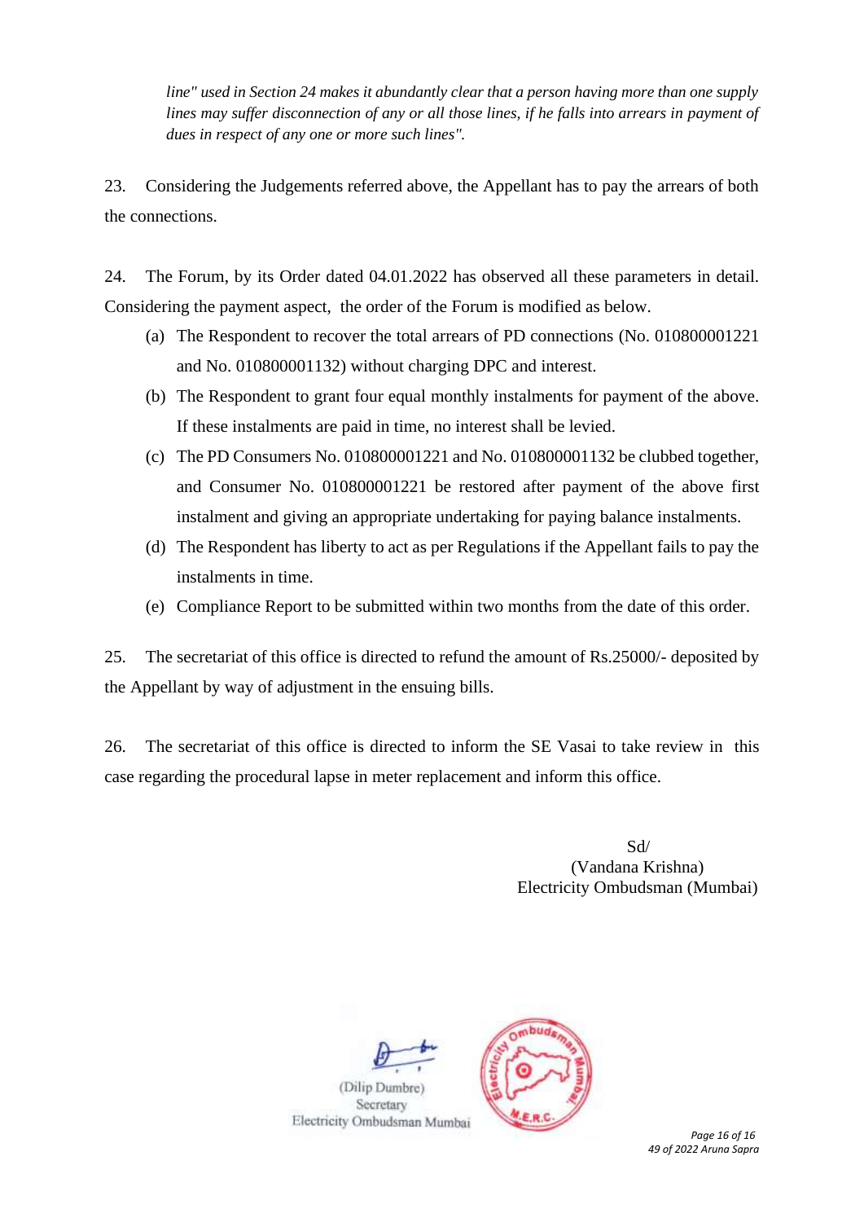*line" used in Section 24 makes it abundantly clear that a person having more than one supply lines may suffer disconnection of any or all those lines, if he falls into arrears in payment of dues in respect of any one or more such lines".*

23. Considering the Judgements referred above, the Appellant has to pay the arrears of both the connections.

24. The Forum, by its Order dated 04.01.2022 has observed all these parameters in detail. Considering the payment aspect, the order of the Forum is modified as below.

(a) The Respondent to recover the total arrears of PD connections (No. 010800001221 and No. 010800001132) without charging DPC and interest.

(b) The Respondent to grant four equal monthly instalments for payment of the above. If these instalments are paid in time, no interest shall be levied.

(c) The PD Consumers No. 010800001221 and No. 010800001132 be clubbed together, and Consumer No. 010800001221 be restored after payment of the above first instalment and giving an appropriate undertaking for paying balance instalments.

(d) The Respondent has liberty to act as per Regulations if the Appellant fails to pay the instalments in time.

(e) Compliance Report to be submitted within two months from the date of this order.

25. The secretariat of this office is directed to refund the amount of Rs.25000/- deposited by the Appellant by way of adjustment in the ensuing bills.

26. The secretariat of this office is directed to inform the SE Vasai to take review in this case regarding the procedural lapse in meter replacement and inform this office.

Sd/
(Vandana Krishna)
Electricity Ombudsman (Mumbai)

(Dilip Dumbre)
Secretary
Electricity Ombudsman Mumbai